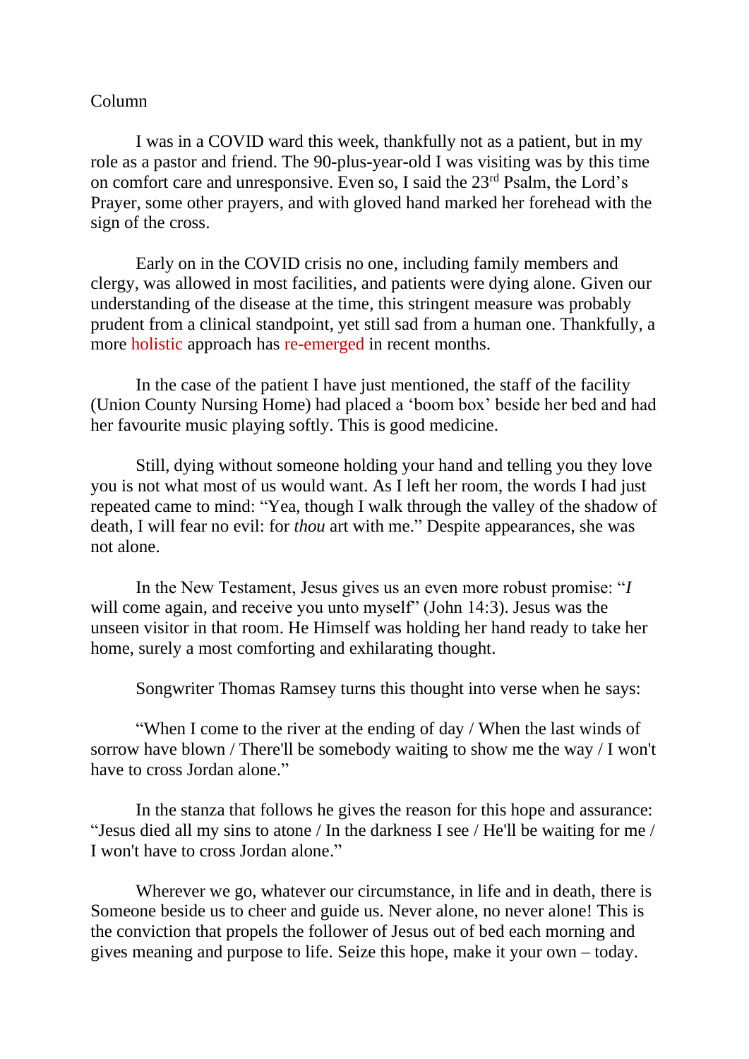Column

I was in a COVID ward this week, thankfully not as a patient, but in my role as a pastor and friend. The 90-plus-year-old I was visiting was by this time on comfort care and unresponsive. Even so, I said the 23rd Psalm, the Lord's Prayer, some other prayers, and with gloved hand marked her forehead with the sign of the cross.

Early on in the COVID crisis no one, including family members and clergy, was allowed in most facilities, and patients were dying alone. Given our understanding of the disease at the time, this stringent measure was probably prudent from a clinical standpoint, yet still sad from a human one. Thankfully, a more holistic approach has re-emerged in recent months.

In the case of the patient I have just mentioned, the staff of the facility (Union County Nursing Home) had placed a 'boom box' beside her bed and had her favourite music playing softly. This is good medicine.

Still, dying without someone holding your hand and telling you they love you is not what most of us would want. As I left her room, the words I had just repeated came to mind: "Yea, though I walk through the valley of the shadow of death, I will fear no evil: for *thou* art with me." Despite appearances, she was not alone.

In the New Testament, Jesus gives us an even more robust promise: "*I* will come again, and receive you unto myself" (John 14:3). Jesus was the unseen visitor in that room. He Himself was holding her hand ready to take her home, surely a most comforting and exhilarating thought.

Songwriter Thomas Ramsey turns this thought into verse when he says:

"When I come to the river at the ending of day / When the last winds of sorrow have blown / There'll be somebody waiting to show me the way / I won't have to cross Jordan alone."

In the stanza that follows he gives the reason for this hope and assurance: "Jesus died all my sins to atone / In the darkness I see / He'll be waiting for me / I won't have to cross Jordan alone."

Wherever we go, whatever our circumstance, in life and in death, there is Someone beside us to cheer and guide us. Never alone, no never alone! This is the conviction that propels the follower of Jesus out of bed each morning and gives meaning and purpose to life. Seize this hope, make it your own – today.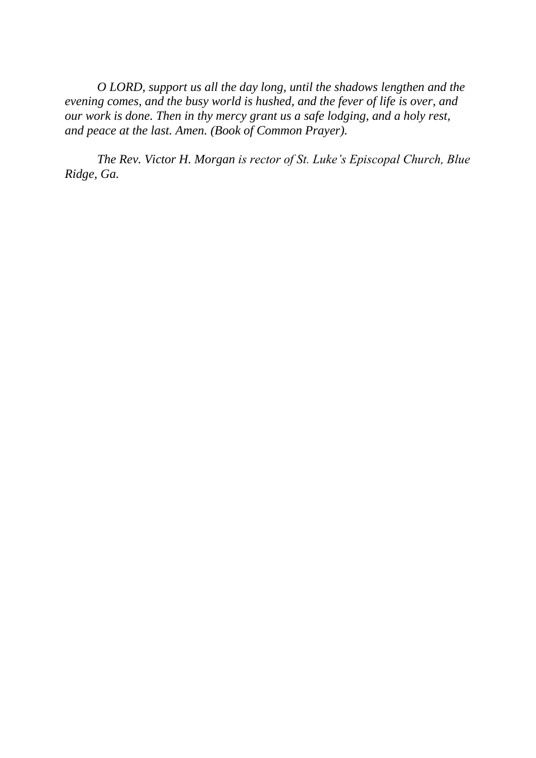*O LORD, support us all the day long, until the shadows lengthen and the evening comes, and the busy world is hushed, and the fever of life is over, and our work is done. Then in thy mercy grant us a safe lodging, and a holy rest, and peace at the last. Amen. (Book of Common Prayer).*

*The Rev. Victor H. Morgan is rector of St. Luke's Episcopal Church, Blue Ridge, Ga.*